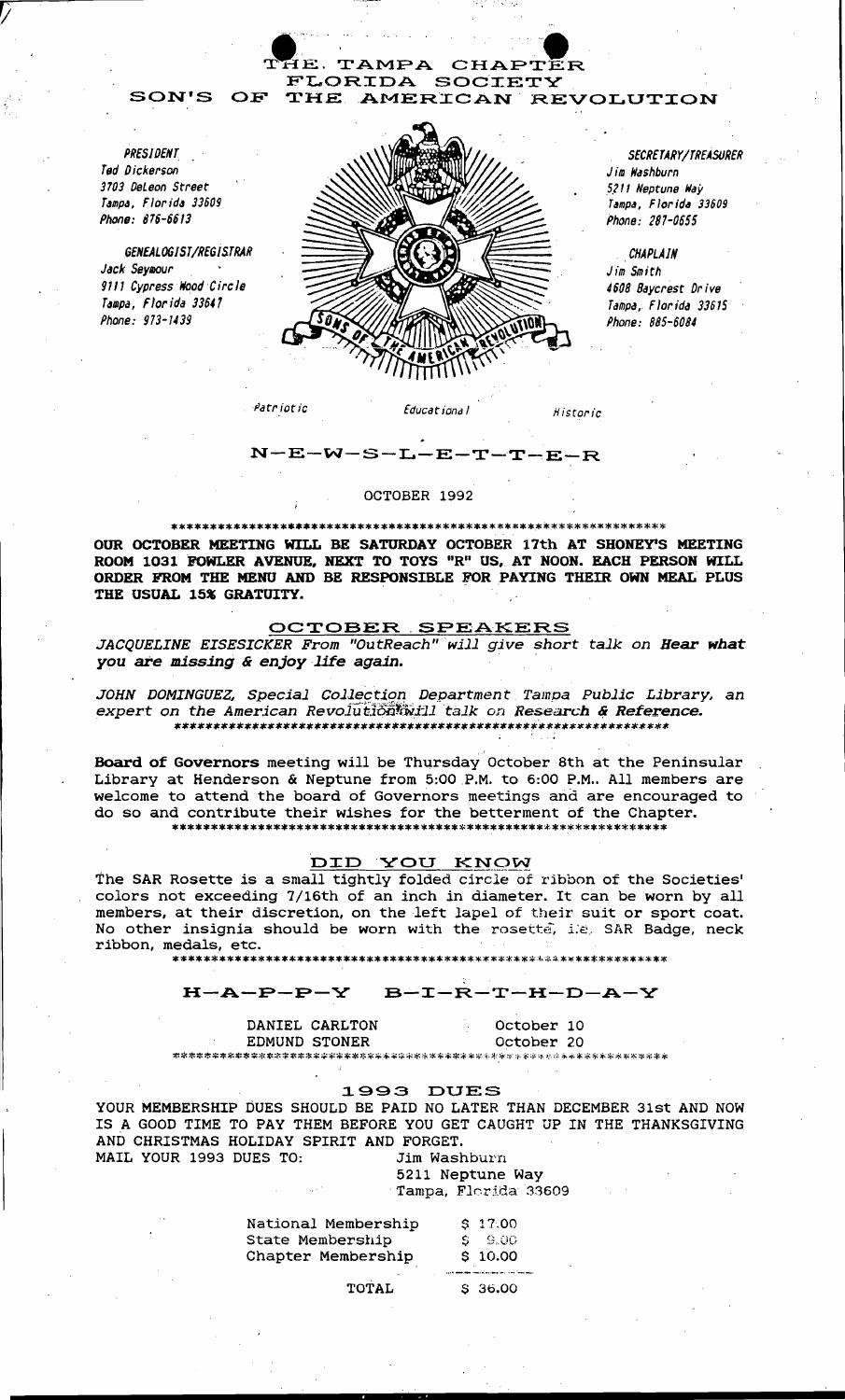# THE TAMPA CHAPTER
## FLORIDA SOCIETY
## SON'S OF THE AMERICAN REVOLUTION

*PRESIDENT*
*Ted Dickerson*
*3703 DeLeon Street*
*Tampa, Florida 33609*
*Phone: 876-6613*

*GENEALOGIST/REGISTRAR*
*Jack Seymour*
*9111 Cypress Wood Circle*
*Tampa, Florida 33647*
*Phone: 973-1439*

*SECRETARY/TREASURER*
*Jim Washburn*
*5211 Neptune Way*
*Tampa, Florida 33609*
*Phone: 287-0655*

*CHAPLAIN*
*Jim Smith*
*4608 Baycrest Drive*
*Tampa, Florida 33615*
*Phone: 885-6084*

*Patriotic* *Educational* *Historic*

## N-E-W-S-L-E-T-T-E-R

OCTOBER 1992

*****************************************************************

**OUR OCTOBER MEETING WILL BE SATURDAY OCTOBER 17th AT SHONEY'S MEETING ROOM 1031 FOWLER AVENUE, NEXT TO TOYS "R" US, AT NOON. EACH PERSON WILL ORDER FROM THE MENU AND BE RESPONSIBLE FOR PAYING THEIR OWN MEAL PLUS THE USUAL 15% GRATUITY.**

### OCTOBER SPEAKERS

*JACQUELINE EISESICKER From "OutReach" will give short talk on* ***Hear what you are missing & enjoy life again.***

*JOHN DOMINGUEZ, Special Collection Department Tampa Public Library, an expert on the American Revolution will talk on* ***Research & Reference.***

*****************************************************************

**Board of Governors** meeting will be Thursday October 8th at the Peninsular Library at Henderson & Neptune from 5:00 P.M. to 6:00 P.M.. All members are welcome to attend the board of Governors meetings and are encouraged to do so and contribute their wishes for the betterment of the Chapter.

*****************************************************************

### DID YOU KNOW

The SAR Rosette is a small tightly folded circle of ribbon of the Societies' colors not exceeding 7/16th of an inch in diameter. It can be worn by all members, at their discretion, on the left lapel of their suit or sport coat. No other insignia should be worn with the rosette, i.e, SAR Badge, neck ribbon, medals, etc.

*****************************************************************

### H-A-P-P-Y B-I-R-T-H-D-A-Y

| | |
|---|---|
| DANIEL CARLTON | October 10 |
| EDMUND STONER | October 20 |

*****************************************************************

### 1993 DUES

YOUR MEMBERSHIP DUES SHOULD BE PAID NO LATER THAN DECEMBER 31st AND NOW IS A GOOD TIME TO PAY THEM BEFORE YOU GET CAUGHT UP IN THE THANKSGIVING AND CHRISTMAS HOLIDAY SPIRIT AND FORGET.

MAIL YOUR 1993 DUES TO:
Jim Washburn
5211 Neptune Way
Tampa, Florida 33609

| | |
|---|---|
| National Membership | $ 17.00 |
| State Membership | $ 9.00 |
| Chapter Membership | $ 10.00 |
| TOTAL | $ 36.00 |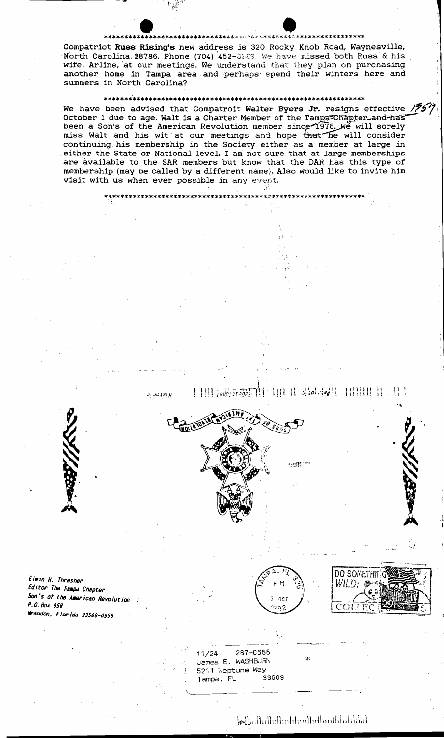Compatriot **Russ Rising's** new address is 320 Rocky Knob Road, Waynesville, North Carolina 28786. Phone (704) 452-3369. We have missed both Russ & his wife, Arline, at our meetings. We understand that they plan on purchasing another home in Tampa area and perhaps spend their winters here and summers in North Carolina?

We have been advised that Compatroit **Walter Byers Jr.** resigns effective October 1 due to age. Walt is a Charter Member of the Tampa Chapter and has been a Son's of the American Revolution member since 1976. We will sorely miss Walt and his wit at our meetings and hope that he will consider continuing his membership in the Society either as a member at large in either the State or National level. I am not sure that at large memberships are available to the SAR members but know that the DAR has this type of membership (may be called by a different name). Also would like to invite him visit with us when ever possible in any event.

*Elwin R. Thrasher*
*Editor The Tampa Chapter*
*Son's of the American Revolution*
*P.O. Box 958*
*Brandon, Florida 33509-0958*

TAMPA, FL 336
PM
5 OCT
1992

DO SOMETHING WILD: COLLECT STAMPS
USA 29

11/24 287-0655
James E. WASHBURN
5211 Neptune Way
Tampa, FL 33609